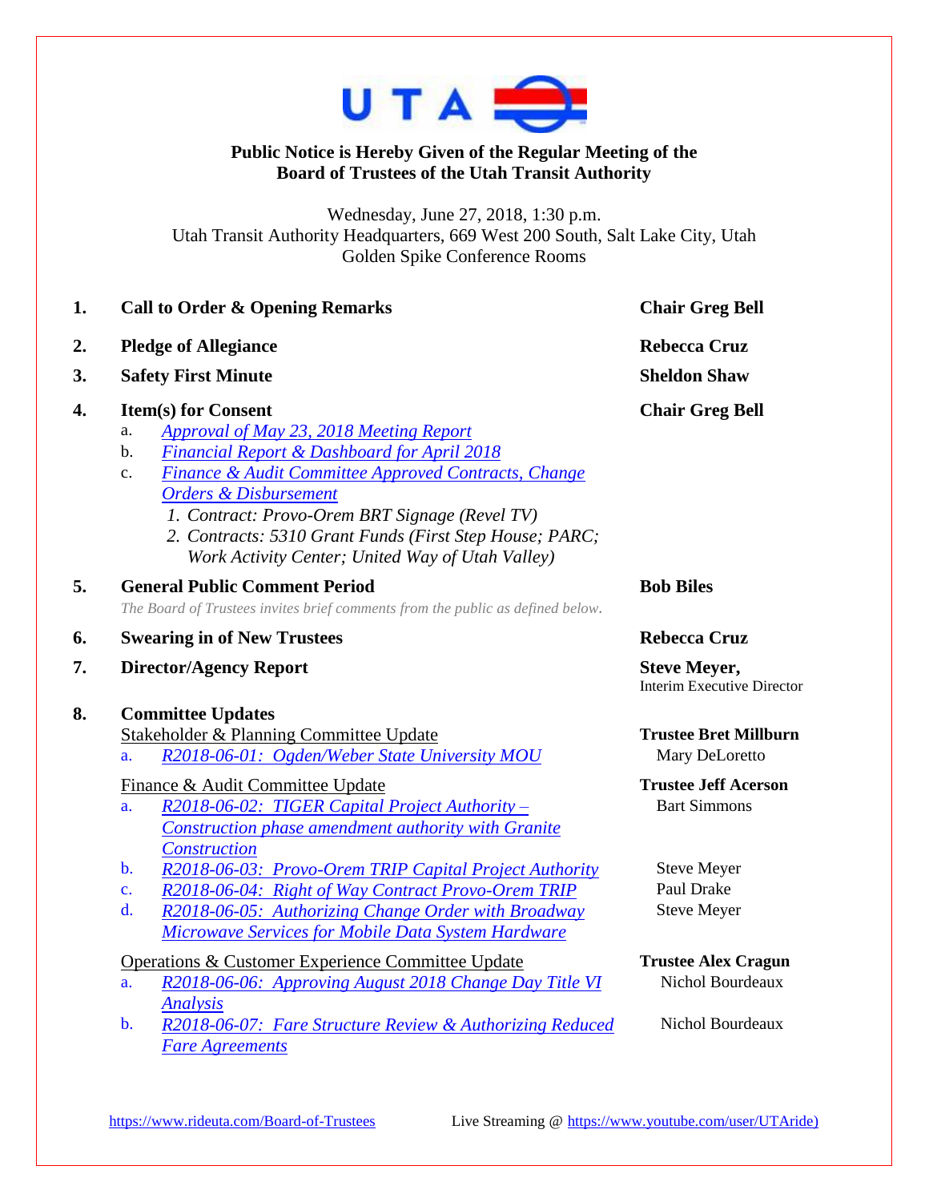UTA

**Public Notice is Hereby Given of the Regular Meeting of the Board of Trustees of the Utah Transit Authority**

Wednesday, June 27, 2018, 1:30 p.m.
Utah Transit Authority Headquarters, 669 West 200 South, Salt Lake City, Utah
Golden Spike Conference Rooms

| | | |
|---|---|---|
| **1.** | **Call to Order & Opening Remarks** | **Chair Greg Bell** |
| **2.** | **Pledge of Allegiance** | **Rebecca Cruz** |
| **3.** | **Safety First Minute** | **Sheldon Shaw** |
| **4.** | **Item(s) for Consent**<br>a. Approval of May 23, 2018 Meeting Report<br>b. Financial Report & Dashboard for April 2018<br>c. Finance & Audit Committee Approved Contracts, Change Orders & Disbursement<br>*1. Contract: Provo-Orem BRT Signage (Revel TV)*<br>*2. Contracts: 5310 Grant Funds (First Step House; PARC; Work Activity Center; United Way of Utah Valley)* | **Chair Greg Bell** |
| **5.** | **General Public Comment Period**<br>*The Board of Trustees invites brief comments from the public as defined below.* | **Bob Biles** |
| **6.** | **Swearing in of New Trustees** | **Rebecca Cruz** |
| **7.** | **Director/Agency Report** | **Steve Meyer,**<br>Interim Executive Director |
| **8.** | **Committee Updates** | |
| | Stakeholder & Planning Committee Update | **Trustee Bret Millburn** |
| | a. R2018-06-01: Ogden/Weber State University MOU | Mary DeLoretto |
| | Finance & Audit Committee Update | **Trustee Jeff Acerson** |
| | a. R2018-06-02: TIGER Capital Project Authority – Construction phase amendment authority with Granite Construction | Bart Simmons |
| | b. R2018-06-03: Provo-Orem TRIP Capital Project Authority | Steve Meyer |
| | c. R2018-06-04: Right of Way Contract Provo-Orem TRIP | Paul Drake |
| | d. R2018-06-05: Authorizing Change Order with Broadway Microwave Services for Mobile Data System Hardware | Steve Meyer |
| | Operations & Customer Experience Committee Update | **Trustee Alex Cragun** |
| | a. R2018-06-06: Approving August 2018 Change Day Title VI Analysis | Nichol Bourdeaux |
| | b. R2018-06-07: Fare Structure Review & Authorizing Reduced Fare Agreements | Nichol Bourdeaux |

https://www.rideuta.com/Board-of-Trustees Live Streaming @ https://www.youtube.com/user/UTAride)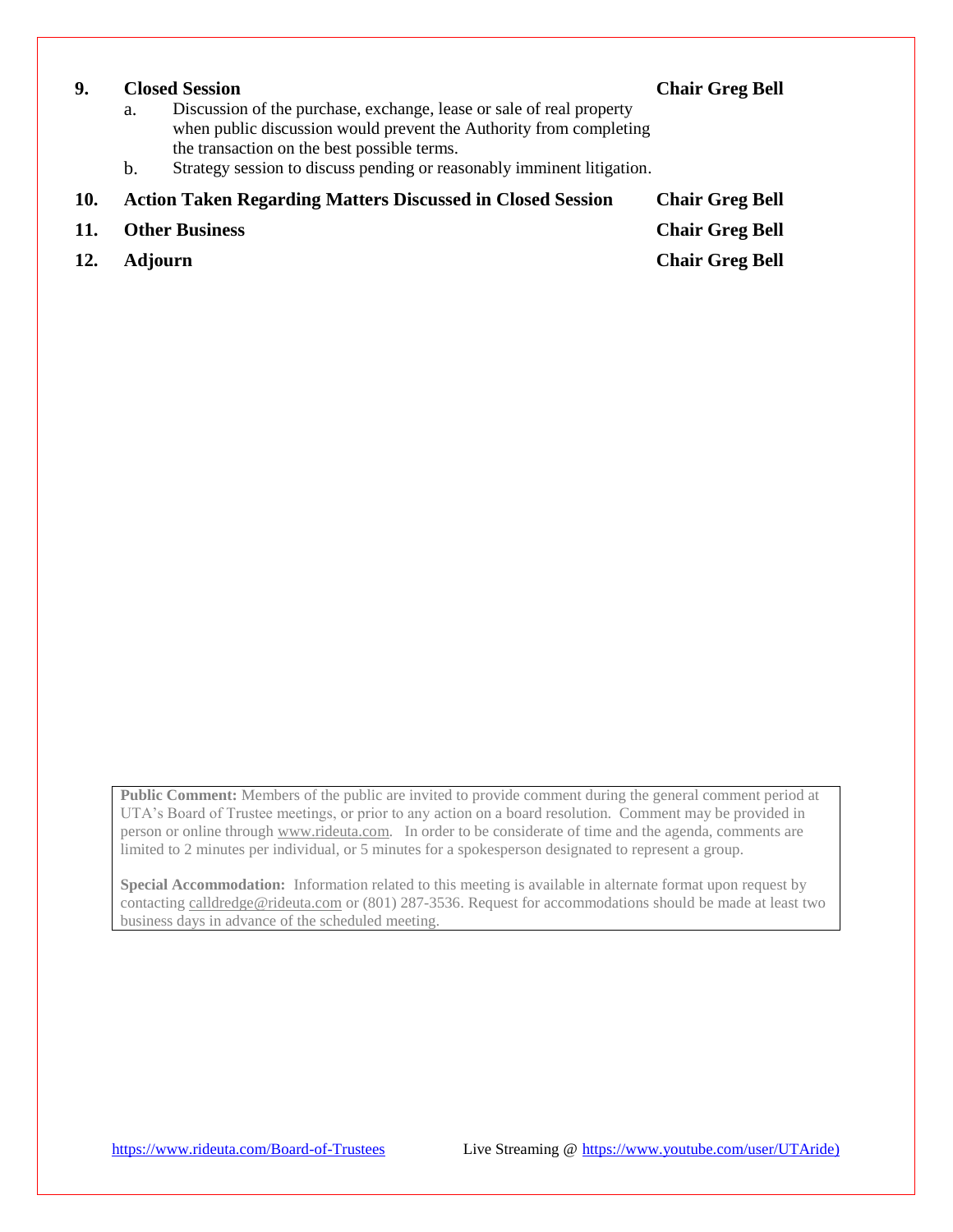**9. Closed Session** **Chair Greg Bell**

a. Discussion of the purchase, exchange, lease or sale of real property when public discussion would prevent the Authority from completing the transaction on the best possible terms.

b. Strategy session to discuss pending or reasonably imminent litigation.

**10. Action Taken Regarding Matters Discussed in Closed Session** **Chair Greg Bell**

**11. Other Business** **Chair Greg Bell**

**12. Adjourn** **Chair Greg Bell**

**Public Comment:** Members of the public are invited to provide comment during the general comment period at UTA's Board of Trustee meetings, or prior to any action on a board resolution. Comment may be provided in person or online through www.rideuta.com. In order to be considerate of time and the agenda, comments are limited to 2 minutes per individual, or 5 minutes for a spokesperson designated to represent a group.

**Special Accommodation:** Information related to this meeting is available in alternate format upon request by contacting calldredge@rideuta.com or (801) 287-3536. Request for accommodations should be made at least two business days in advance of the scheduled meeting.

https://www.rideuta.com/Board-of-Trustees Live Streaming @ https://www.youtube.com/user/UTAride)